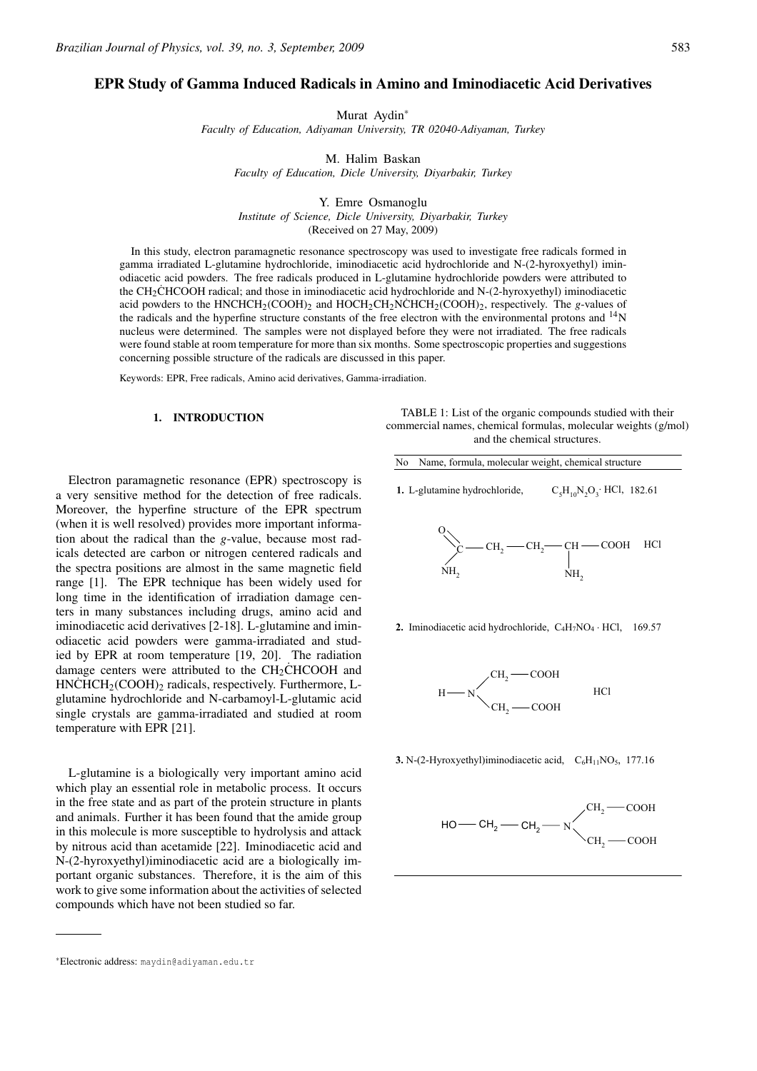# EPR Study of Gamma Induced Radicals in Amino and Iminodiacetic Acid Derivatives

Murat Aydin*
*Faculty of Education, Adiyaman University, TR 02040-Adiyaman, Turkey*

M. Halim Baskan
*Faculty of Education, Dicle University, Diyarbakir, Turkey*

Y. Emre Osmanoglu
*Institute of Science, Dicle University, Diyarbakir, Turkey*
(Received on 27 May, 2009)

In this study, electron paramagnetic resonance spectroscopy was used to investigate free radicals formed in gamma irradiated L-glutamine hydrochloride, iminodiacetic acid hydrochloride and N-(2-hyroxyethyl) iminodiacetic acid powders. The free radicals produced in L-glutamine hydrochloride powders were attributed to the $CH_2\dot{C}HCOOH$ radical; and those in iminodiacetic acid hydrochloride and N-(2-hyroxyethyl) iminodiacetic acid powders to the $HNCHCH_2(COOH)_2$ and $HOCH_2CH_2N\dot{C}HCH_2(COOH)_2$, respectively. The *g*-values of the radicals and the hyperfine structure constants of the free electron with the environmental protons and $^{14}N$ nucleus were determined. The samples were not displayed before they were not irradiated. The free radicals were found stable at room temperature for more than six months. Some spectroscopic properties and suggestions concerning possible structure of the radicals are discussed in this paper.

Keywords: EPR, Free radicals, Amino acid derivatives, Gamma-irradiation.

## 1. INTRODUCTION

Electron paramagnetic resonance (EPR) spectroscopy is a very sensitive method for the detection of free radicals. Moreover, the hyperfine structure of the EPR spectrum (when it is well resolved) provides more important information about the radical than the *g*-value, because most radicals detected are carbon or nitrogen centered radicals and the spectra positions are almost in the same magnetic field range [1]. The EPR technique has been widely used for long time in the identification of irradiation damage centers in many substances including drugs, amino acid and iminodiacetic acid derivatives [2-18]. L-glutamine and iminodiacetic acid powders were gamma-irradiated and studied by EPR at room temperature [19, 20]. The radiation damage centers were attributed to the $CH_2\dot{C}HCOOH$ and $H\dot{N}CHCH_2(COOH)_2$ radicals, respectively. Furthermore, L-glutamine hydrochloride and N-carbamoyl-L-glutamic acid single crystals are gamma-irradiated and studied at room temperature with EPR [21].

L-glutamine is a biologically very important amino acid which play an essential role in metabolic process. It occurs in the free state and as part of the protein structure in plants and animals. Further it has been found that the amide group in this molecule is more susceptible to hydrolysis and attack by nitrous acid than acetamide [22]. Iminodiacetic acid and N-(2-hyroxyethyl)iminodiacetic acid are a biologically important organic substances. Therefore, it is the aim of this work to give some information about the activities of selected compounds which have not been studied so far.

TABLE 1: List of the organic compounds studied with their commercial names, chemical formulas, molecular weights (g/mol) and the chemical structures.

| No | Name, formula, molecular weight, chemical structure |
|---|---|
| 1. | L-glutamine hydrochloride, $C_5H_{10}N_2O_3 \cdot HCl$, 182.61 |
| | $H_2N(O=)C-CH_2-CH_2-CH(NH_2)-COOH \quad HCl$ |
| 2. | Iminodiacetic acid hydrochloride, $C_4H_7NO_4 \cdot HCl$, 169.57 |
| | $H-N(CH_2-COOH)_2 \quad HCl$ |
| 3. | N-(2-Hyroxyethyl)iminodiacetic acid, $C_6H_{11}NO_5$, 177.16 |
| | $HO-CH_2-CH_2-N(CH_2-COOH)_2$ |

*Electronic address: maydin@adiyaman.edu.tr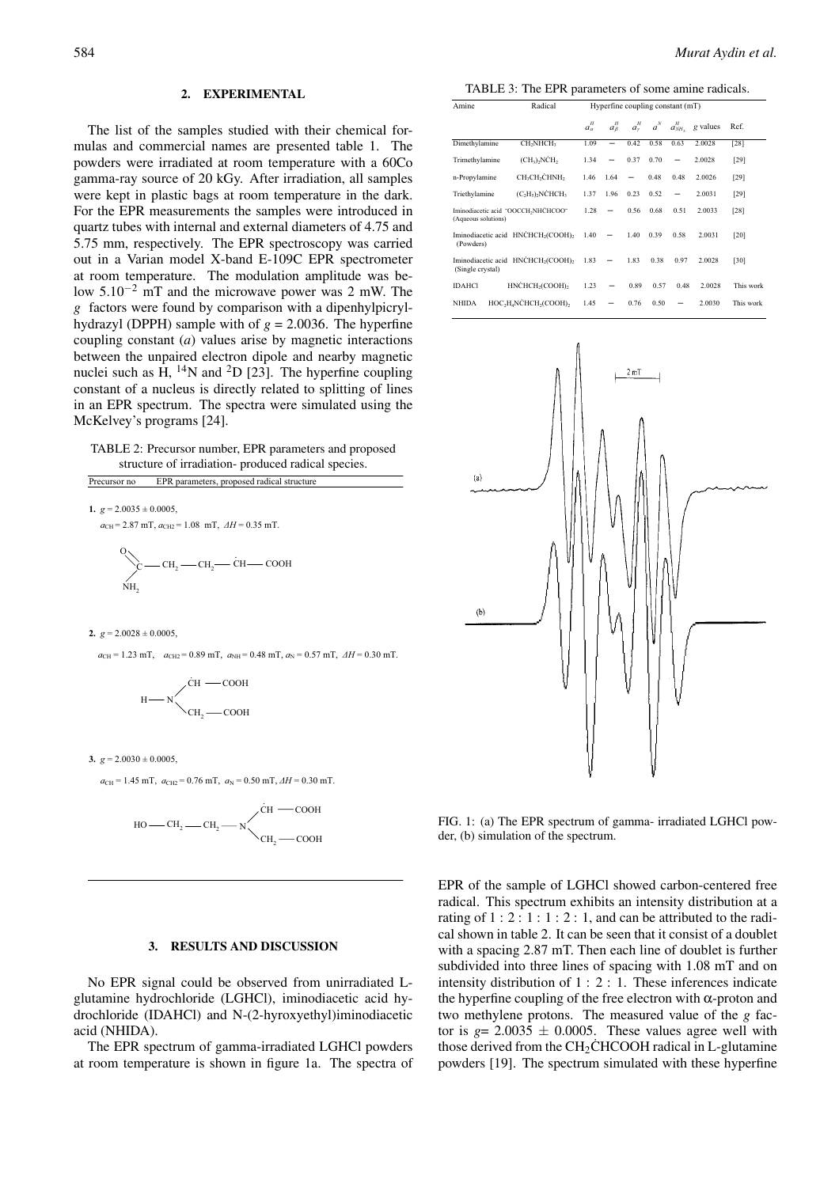## 2. EXPERIMENTAL

The list of the samples studied with their chemical formulas and commercial names are presented table 1. The powders were irradiated at room temperature with a 60Co gamma-ray source of 20 kGy. After irradiation, all samples were kept in plastic bags at room temperature in the dark. For the EPR measurements the samples were introduced in quartz tubes with internal and external diameters of 4.75 and 5.75 mm, respectively. The EPR spectroscopy was carried out in a Varian model X-band E-109C EPR spectrometer at room temperature. The modulation amplitude was below $5.10^{-2}$ mT and the microwave power was 2 mW. The $g$ factors were found by comparison with a dipenhylpicrylhydrazyl (DPPH) sample with of $g$ = 2.0036. The hyperfine coupling constant ($a$) values arise by magnetic interactions between the unpaired electron dipole and nearby magnetic nuclei such as H, $^{14}$N and $^{2}$D [23]. The hyperfine coupling constant of a nucleus is directly related to splitting of lines in an EPR spectrum. The spectra were simulated using the McKelvey's programs [24].

TABLE 2: Precursor number, EPR parameters and proposed structure of irradiation- produced radical species.

| Precursor no | EPR parameters, proposed radical structure |
|---|---|
| **1.** | $g$ = 2.0035 ± 0.0005, $a_{CH}$ = 2.87 mT, $a_{CH2}$ = 1.08 mT, $\Delta H$ = 0.35 mT. $H_2N$–C(=O)–$CH_2$–$CH_2$–$\dot{C}H$–COOH |
| **2.** | $g$ = 2.0028 ± 0.0005, $a_{CH}$ = 1.23 mT, $a_{CH2}$ = 0.89 mT, $a_{NH}$ = 0.48 mT, $a_N$ = 0.57 mT, $\Delta H$ = 0.30 mT. H–N($\dot{C}H$–COOH)($CH_2$–COOH) |
| **3.** | $g$ = 2.0030 ± 0.0005, $a_{CH}$ = 1.45 mT, $a_{CH2}$ = 0.76 mT, $a_N$ = 0.50 mT, $\Delta H$ = 0.30 mT. HO–$CH_2$–$CH_2$–N($\dot{C}H$–COOH)($CH_2$–COOH) |

## 3. RESULTS AND DISCUSSION

No EPR signal could be observed from unirradiated L-glutamine hydrochloride (LGHCl), iminodiacetic acid hydrochloride (IDAHCl) and N-(2-hyroxyethyl)iminodiacetic acid (NHIDA).

The EPR spectrum of gamma-irradiated LGHCl powders at room temperature is shown in figure 1a. The spectra of EPR of the sample of LGHCl showed carbon-centered free radical. This spectrum exhibits an intensity distribution at a rating of 1 : 2 : 1 : 1 : 2 : 1, and can be attributed to the radical shown in table 2. It can be seen that it consist of a doublet with a spacing 2.87 mT. Then each line of doublet is further subdivided into three lines of spacing with 1.08 mT and on intensity distribution of 1 : 2 : 1. These inferences indicate the hyperfine coupling of the free electron with α-proton and two methylene protons. The measured value of the $g$ factor is $g$= 2.0035 ± 0.0005. These values agree well with those derived from the $CH_2\dot{C}HCOOH$ radical in L-glutamine powders [19]. The spectrum simulated with these hyperfine

TABLE 3: The EPR parameters of some amine radicals.

| Amine | Radical | $a^H_\alpha$ | $a^H_\beta$ | $a^H_\gamma$ | $a^N$ | $a^H_{NH_2}$ | $g$ values | Ref. |
|---|---|---|---|---|---|---|---|---|
| | | Hyperfine coupling constant (mT) | | | | | | |
| Dimethylamine | $CH_2NHCH_3$ | 1.09 | – | 0.42 | 0.58 | 0.63 | 2.0028 | [28] |
| Trimethylamine | $(CH_3)_2N\dot{C}H_2$ | 1.34 | – | 0.37 | 0.70 | – | 2.0028 | [29] |
| n-Propylamine | $CH_3CH_2\dot{C}HNH_2$ | 1.46 | 1.64 | – | 0.48 | 0.48 | 2.0026 | [29] |
| Triethylamine | $(C_2H_5)_2N\dot{C}HCH_3$ | 1.37 | 1.96 | 0.23 | 0.52 | – | 2.0031 | [29] |
| Iminodiacetic acid (Aqueous solutions) | $^-OOCCH_2NH\dot{C}HCOO^-$ | 1.28 | – | 0.56 | 0.68 | 0.51 | 2.0033 | [28] |
| Iminodiacetic acid (Powders) | $HN\dot{C}HCH_2(COOH)_2$ | 1.40 | – | 1.40 | 0.39 | 0.58 | 2.0031 | [20] |
| Iminodiacetic acid (Single crystal) | $HN\dot{C}HCH_2(COOH)_2$ | 1.83 | – | 1.83 | 0.38 | 0.97 | 2.0028 | [30] |
| IDAHCl | $HN\dot{C}HCH_2(COOH)_2$ | 1.23 | – | 0.89 | 0.57 | 0.48 | 2.0028 | This work |
| NHIDA | $HOC_2H_4N\dot{C}HCH_2(COOH)_2$ | 1.45 | – | 0.76 | 0.50 | – | 2.0030 | This work |

FIG. 1: (a) The EPR spectrum of gamma- irradiated LGHCl powder, (b) simulation of the spectrum.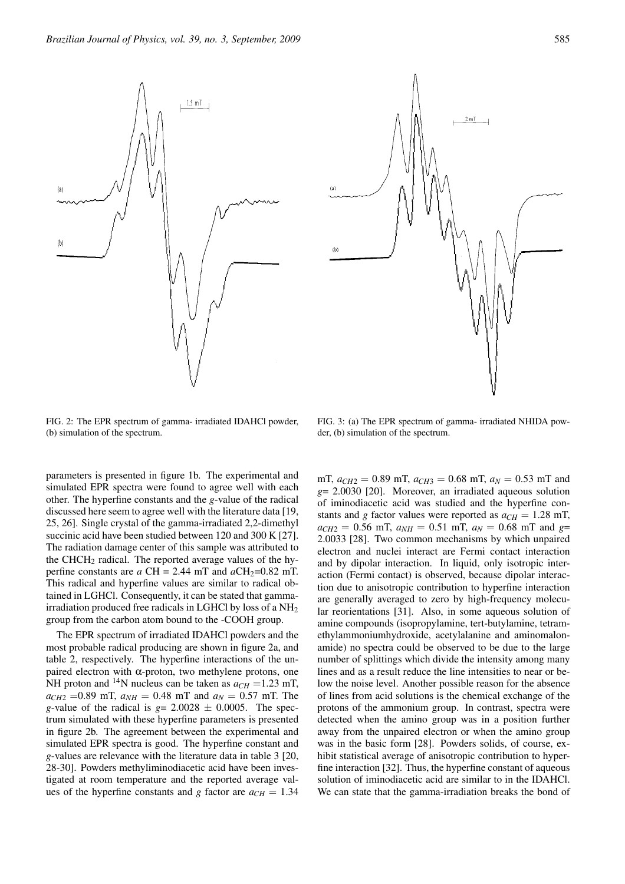FIG. 2: The EPR spectrum of gamma- irradiated IDAHCl powder, (b) simulation of the spectrum.

FIG. 3: (a) The EPR spectrum of gamma- irradiated NHIDA powder, (b) simulation of the spectrum.

parameters is presented in figure 1b. The experimental and simulated EPR spectra were found to agree well with each other. The hyperfine constants and the *g*-value of the radical discussed here seem to agree well with the literature data [19, 25, 26]. Single crystal of the gamma-irradiated 2,2-dimethyl succinic acid have been studied between 120 and 300 K [27]. The radiation damage center of this sample was attributed to the $CHCH_2$ radical. The reported average values of the hyperfine constants are $a$ CH = 2.44 mT and $a$$CH_2$=0.82 mT. This radical and hyperfine values are similar to radical obtained in LGHCl. Consequently, it can be stated that gamma-irradiation produced free radicals in LGHCl by loss of a $NH_2$ group from the carbon atom bound to the -COOH group.

The EPR spectrum of irradiated IDAHCl powders and the most probable radical producing are shown in figure 2a, and table 2, respectively. The hyperfine interactions of the unpaired electron with α-proton, two methylene protons, one NH proton and $^{14}N$ nucleus can be taken as $a_{CH}$ =1.23 mT, $a_{CH2}$ =0.89 mT, $a_{NH}$ = 0.48 mT and $a_N$ = 0.57 mT. The *g*-value of the radical is *g*= 2.0028 ± 0.0005. The spectrum simulated with these hyperfine parameters is presented in figure 2b. The agreement between the experimental and simulated EPR spectra is good. The hyperfine constant and *g*-values are relevance with the literature data in table 3 [20, 28-30]. Powders methyliminodiacetic acid have been investigated at room temperature and the reported average values of the hyperfine constants and *g* factor are $a_{CH}$ = 1.34 mT, $a_{CH2}$ = 0.89 mT, $a_{CH3}$ = 0.68 mT, $a_N$ = 0.53 mT and *g*= 2.0030 [20]. Moreover, an irradiated aqueous solution of iminodiacetic acid was studied and the hyperfine constants and *g* factor values were reported as $a_{CH}$ = 1.28 mT, $a_{CH2}$ = 0.56 mT, $a_{NH}$ = 0.51 mT, $a_N$ = 0.68 mT and *g*= 2.0033 [28]. Two common mechanisms by which unpaired electron and nuclei interact are Fermi contact interaction and by dipolar interaction. In liquid, only isotropic interaction (Fermi contact) is observed, because dipolar interaction due to anisotropic contribution to hyperfine interaction are generally averaged to zero by high-frequency molecular reorientations [31]. Also, in some aqueous solution of amine compounds (isopropylamine, tert-butylamine, tetramethylammoniumhydroxide, acetylalanine and aminomalonamide) no spectra could be observed to be due to the large number of splittings which divide the intensity among many lines and as a result reduce the line intensities to near or below the noise level. Another possible reason for the absence of lines from acid solutions is the chemical exchange of the protons of the ammonium group. In contrast, spectra were detected when the amino group was in a position further away from the unpaired electron or when the amino group was in the basic form [28]. Powders solids, of course, exhibit statistical average of anisotropic contribution to hyperfine interaction [32]. Thus, the hyperfine constant of aqueous solution of iminodiacetic acid are similar to in the IDAHCl. We can state that the gamma-irradiation breaks the bond of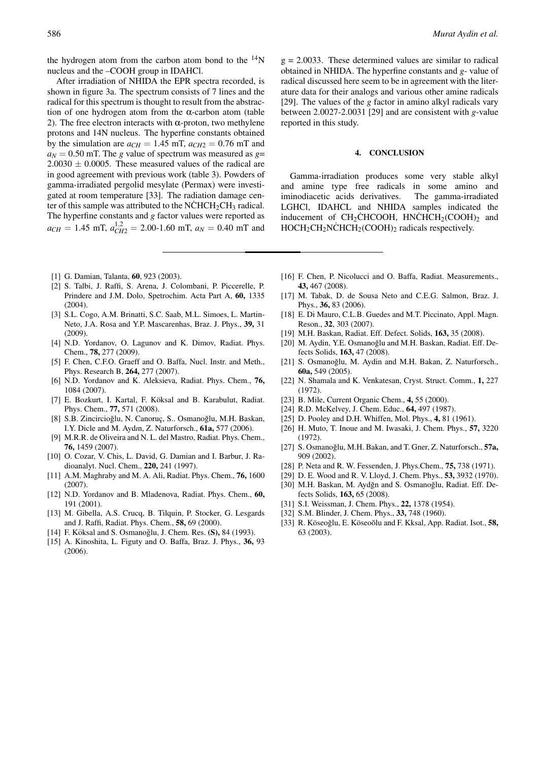the hydrogen atom from the carbon atom bond to the $^{14}N$ nucleus and the –COOH group in IDAHCl.

After irradiation of NHIDA the EPR spectra recorded, is shown in figure 3a. The spectrum consists of 7 lines and the radical for this spectrum is thought to result from the abstraction of one hydrogen atom from the α-carbon atom (table 2). The free electron interacts with α-proton, two methylene protons and 14N nucleus. The hyperfine constants obtained by the simulation are $a_{CH} = 1.45$ mT, $a_{CH2} = 0.76$ mT and $a_N = 0.50$ mT. The $g$ value of spectrum was measured as $g = 2.0030 \pm 0.0005$. These measured values of the radical are in good agreement with previous work (table 3). Powders of gamma-irradiated pergolid mesylate (Permax) were investigated at room temperature [33]. The radiation damage center of this sample was attributed to the $\dot{N}CHCH_2CH_3$ radical. The hyperfine constants and $g$ factor values were reported as $a_{CH} = 1.45$ mT, $a^{1,2}_{CH2} = 2.00$-$1.60$ mT, $a_N = 0.40$ mT and $g = 2.0033$. These determined values are similar to radical obtained in NHIDA. The hyperfine constants and $g$- value of radical discussed here seem to be in agreement with the literature data for their analogs and various other amine radicals [29]. The values of the $g$ factor in amino alkyl radicals vary between 2.0027-2.0031 [29] and are consistent with $g$-value reported in this study.

## 4. CONCLUSION

Gamma-irradiation produces some very stable alkyl and amine type free radicals in some amino and iminodiacetic acids derivatives. The gamma-irradiated LGHCl, IDAHCL and NHIDA samples indicated the inducement of $CH_2\dot{C}HCOOH$, $H\dot{N}CH_2(COOH)_2$ and $HOCH_2CH_2\dot{N}CHCH_2(COOH)_2$ radicals respectively.

---

[1] G. Damian, Talanta, **60**, 923 (2003).

[2] S. Talbi, J. Raffi, S. Arena, J. Colombani, P. Piccerelle, P. Prindere and J.M. Dolo, Spetrochim. Acta Part A, **60,** 1335 (2004).

[3] S.L. Cogo, A.M. Brinatti, S.C. Saab, M.L. Simoes, L. Martin-Neto, J.A. Rosa and Y.P. Mascarenhas, Braz. J. Phys., **39,** 31 (2009).

[4] N.D. Yordanov, O. Lagunov and K. Dimov, Radiat. Phys. Chem., **78,** 277 (2009).

[5] F. Chen, C.F.O. Graeff and O. Baffa, Nucl. Instr. and Meth., Phys. Research B, **264,** 277 (2007).

[6] N.D. Yordanov and K. Aleksieva, Radiat. Phys. Chem., **76,** 1084 (2007).

[7] E. Bozkurt, I. Kartal, F. Köksal and B. Karabulut, Radiat. Phys. Chem., **77,** 571 (2008).

[8] S.B. Zincircioğlu, N. Canoruç, S.. Osmanoğlu, M.H. Baskan, I.Y. Dicle and M. Aydın, Z. Naturforsch., **61a,** 577 (2006).

[9] M.R.R. de Oliveira and N. L. del Mastro, Radiat. Phys. Chem., **76,** 1459 (2007).

[10] O. Cozar, V. Chis, L. David, G. Damian and I. Barbur, J. Radioanalyt. Nucl. Chem., **220,** 241 (1997).

[11] A.M. Maghraby and M. A. Ali, Radiat. Phys. Chem., **76,** 1600 (2007).

[12] N.D. Yordanov and B. Mladenova, Radiat. Phys. Chem., **60,** 191 (2001).

[13] M. Gibella, A.S. Crucq, B. Tilquin, P. Stocker, G. Lesgards and J. Raffi, Radiat. Phys. Chem., **58,** 69 (2000).

[14] F. Köksal and S. Osmanoğlu, J. Chem. Res. **(S),** 84 (1993).

[15] A. Kinoshita, L. Figuty and O. Baffa, Braz. J. Phys., **36,** 93 (2006).

[16] F. Chen, P. Nicolucci and O. Baffa, Radiat. Measurements., **43,** 467 (2008).

[17] M. Tabak, D. de Sousa Neto and C.E.G. Salmon, Braz. J. Phys., **36,** 83 (2006).

[18] E. Di Mauro, C.L.B. Guedes and M.T. Piccinato, Appl. Magn. Reson., **32**, 303 (2007).

[19] M.H. Baskan, Radiat. Eff. Defect. Solids, **163,** 35 (2008).

[20] M. Aydin, Y.E. Osmanoğlu and M.H. Baskan, Radiat. Eff. Defects Solids, **163,** 47 (2008).

[21] S. Osmanoğlu, M. Aydin and M.H. Bakan, Z. Naturforsch., **60a,** 549 (2005).

[22] N. Shamala and K. Venkatesan, Cryst. Struct. Comm., **1,** 227 (1972).

[23] B. Mile, Current Organic Chem., **4,** 55 (2000).

[24] R.D. McKelvey, J. Chem. Educ., **64,** 497 (1987).

[25] D. Pooley and D.H. Whiffen, Mol. Phys., **4,** 81 (1961).

[26] H. Muto, T. Inoue and M. Iwasaki, J. Chem. Phys., **57,** 3220 (1972).

[27] S. Osmanoğlu, M.H. Bakan, and T. Gner, Z. Naturforsch., **57a,** 909 (2002).

[28] P. Neta and R. W. Fessenden, J. Phys.Chem., **75,** 738 (1971).

[29] D. E. Wood and R. V. Lloyd, J. Chem. Phys., **53,** 3932 (1970).

[30] M.H. Baskan, M. Aydğn and S. Osmanoğlu, Radiat. Eff. Defects Solids, **163,** 65 (2008).

[31] S.I. Weissman, J. Chem. Phys., **22,** 1378 (1954).

[32] S.M. Blinder, J. Chem. Phys., **33,** 748 (1960).

[33] R. Köseoğlu, E. Köseoőlu and F. Kksal, App. Radiat. Isot., **58,** 63 (2003).